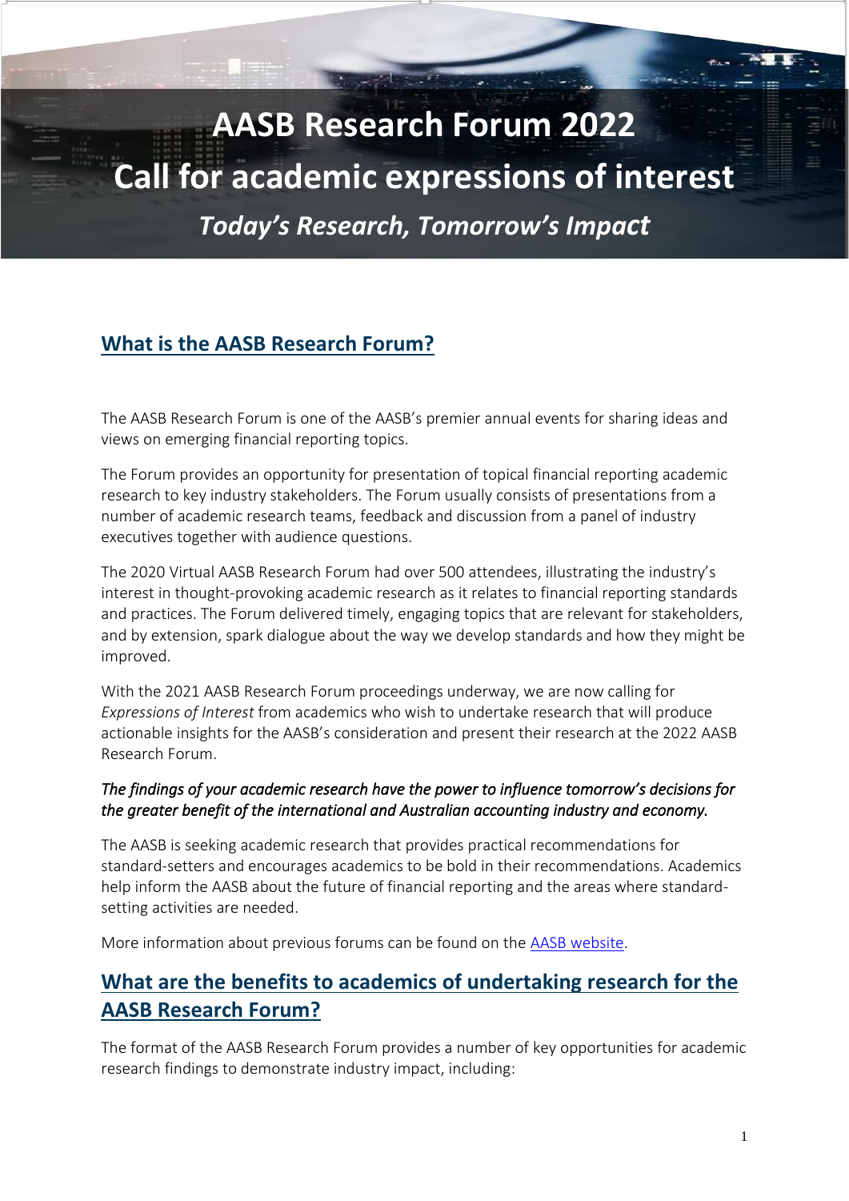# AASB Research Forum 2022

# Call for academic expressions of interest

*Today's Research, Tomorrow's Impact*

## What is the AASB Research Forum?

The AASB Research Forum is one of the AASB's premier annual events for sharing ideas and views on emerging financial reporting topics.

The Forum provides an opportunity for presentation of topical financial reporting academic research to key industry stakeholders. The Forum usually consists of presentations from a number of academic research teams, feedback and discussion from a panel of industry executives together with audience questions.

The 2020 Virtual AASB Research Forum had over 500 attendees, illustrating the industry's interest in thought-provoking academic research as it relates to financial reporting standards and practices. The Forum delivered timely, engaging topics that are relevant for stakeholders, and by extension, spark dialogue about the way we develop standards and how they might be improved.

With the 2021 AASB Research Forum proceedings underway, we are now calling for *Expressions of Interest* from academics who wish to undertake research that will produce actionable insights for the AASB's consideration and present their research at the 2022 AASB Research Forum.

***The findings of your academic research have the power to influence tomorrow's decisions for the greater benefit of the international and Australian accounting industry and economy.***

The AASB is seeking academic research that provides practical recommendations for standard-setters and encourages academics to be bold in their recommendations. Academics help inform the AASB about the future of financial reporting and the areas where standard-setting activities are needed.

More information about previous forums can be found on the [AASB website](AASB website).

## What are the benefits to academics of undertaking research for the AASB Research Forum?

The format of the AASB Research Forum provides a number of key opportunities for academic research findings to demonstrate industry impact, including: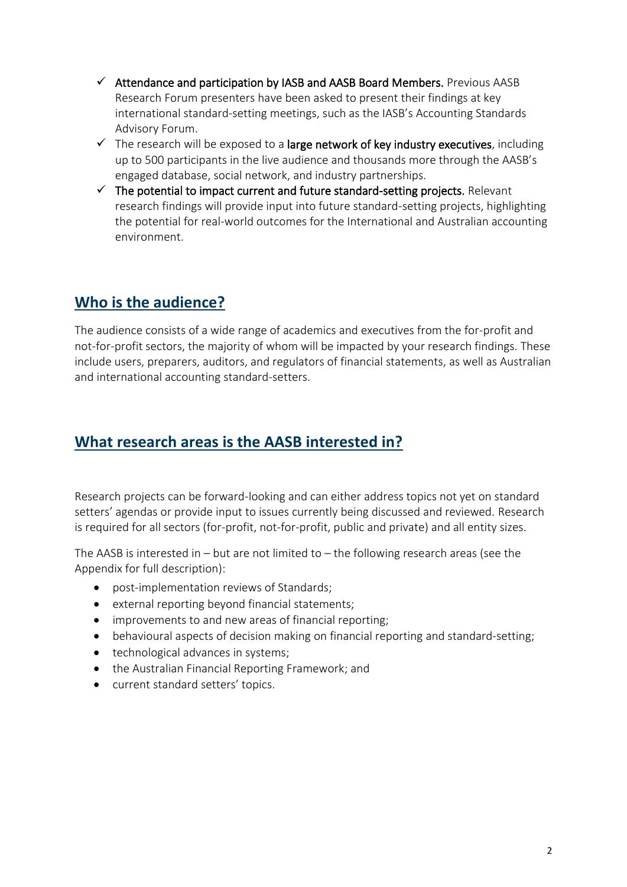- ✓ **Attendance and participation by IASB and AASB Board Members.** Previous AASB Research Forum presenters have been asked to present their findings at key international standard-setting meetings, such as the IASB's Accounting Standards Advisory Forum.
- ✓ The research will be exposed to a **large network of key industry executives**, including up to 500 participants in the live audience and thousands more through the AASB's engaged database, social network, and industry partnerships.
- ✓ **The potential to impact current and future standard-setting projects.** Relevant research findings will provide input into future standard-setting projects, highlighting the potential for real-world outcomes for the International and Australian accounting environment.

## Who is the audience?

The audience consists of a wide range of academics and executives from the for-profit and not-for-profit sectors, the majority of whom will be impacted by your research findings. These include users, preparers, auditors, and regulators of financial statements, as well as Australian and international accounting standard-setters.

## What research areas is the AASB interested in?

Research projects can be forward-looking and can either address topics not yet on standard setters' agendas or provide input to issues currently being discussed and reviewed. Research is required for all sectors (for-profit, not-for-profit, public and private) and all entity sizes.

The AASB is interested in – but are not limited to – the following research areas (see the Appendix for full description):

- post-implementation reviews of Standards;
- external reporting beyond financial statements;
- improvements to and new areas of financial reporting;
- behavioural aspects of decision making on financial reporting and standard-setting;
- technological advances in systems;
- the Australian Financial Reporting Framework; and
- current standard setters' topics.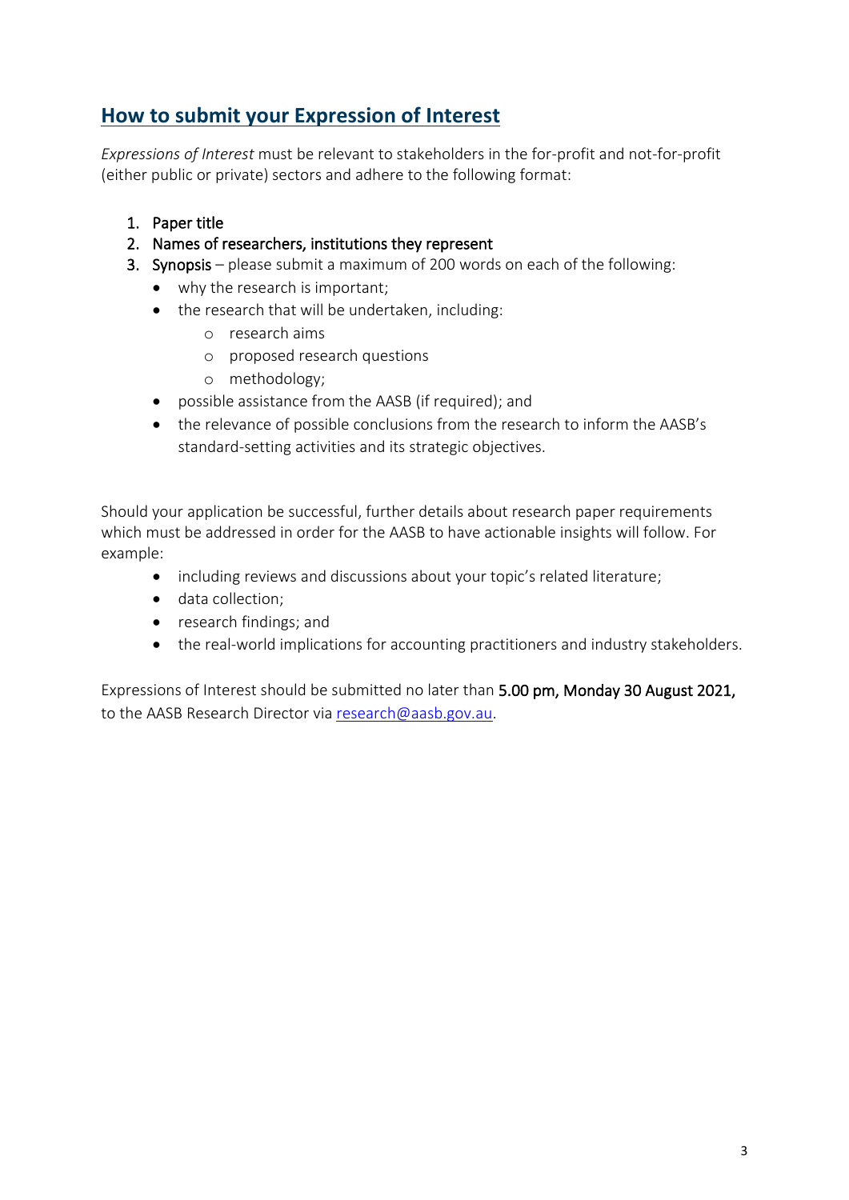## How to submit your Expression of Interest

*Expressions of Interest* must be relevant to stakeholders in the for-profit and not-for-profit (either public or private) sectors and adhere to the following format:

1. Paper title
2. Names of researchers, institutions they represent
3. Synopsis – please submit a maximum of 200 words on each of the following:
   - why the research is important;
   - the research that will be undertaken, including:
     - research aims
     - proposed research questions
     - methodology;
   - possible assistance from the AASB (if required); and
   - the relevance of possible conclusions from the research to inform the AASB's standard-setting activities and its strategic objectives.

Should your application be successful, further details about research paper requirements which must be addressed in order for the AASB to have actionable insights will follow. For example:

- including reviews and discussions about your topic's related literature;
- data collection;
- research findings; and
- the real-world implications for accounting practitioners and industry stakeholders.

Expressions of Interest should be submitted no later than **5.00 pm, Monday 30 August 2021,** to the AASB Research Director via [research@aasb.gov.au](mailto:research@aasb.gov.au).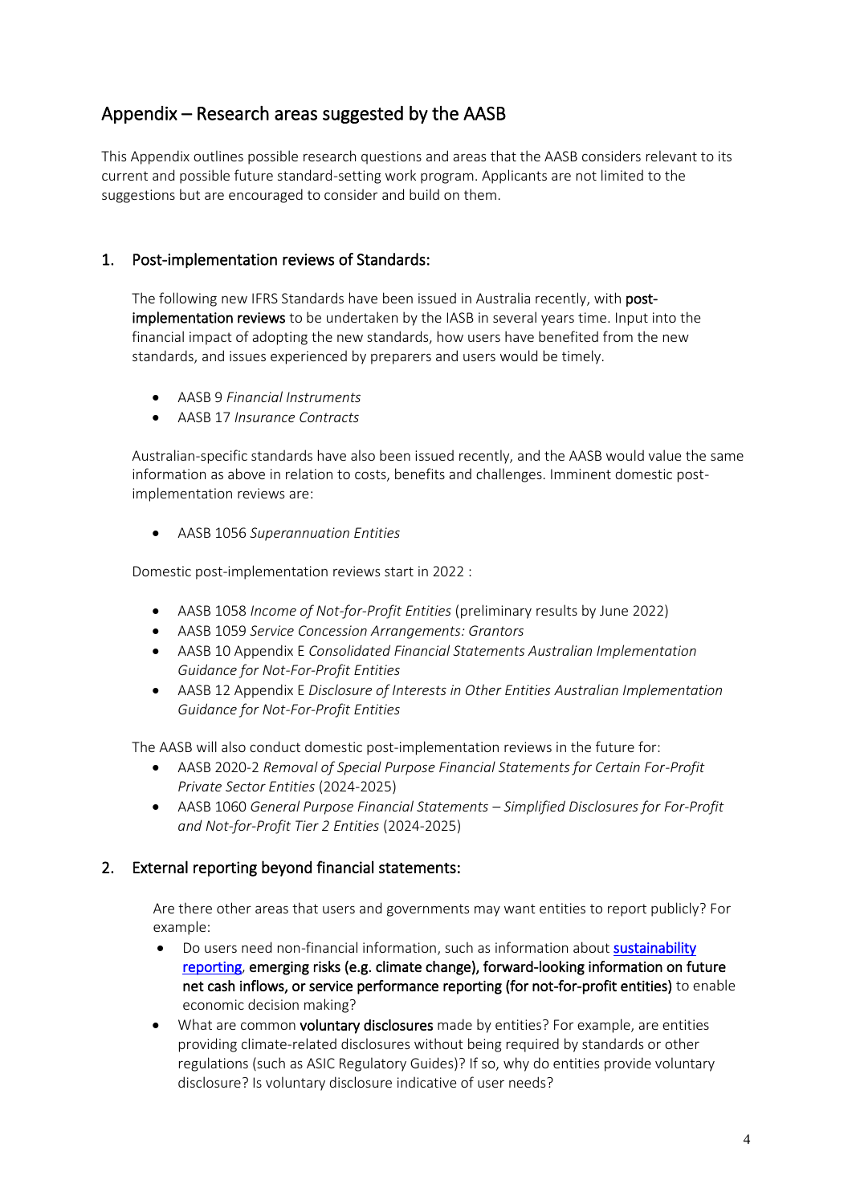## Appendix – Research areas suggested by the AASB

This Appendix outlines possible research questions and areas that the AASB considers relevant to its current and possible future standard-setting work program. Applicants are not limited to the suggestions but are encouraged to consider and build on them.

### 1. Post-implementation reviews of Standards:

The following new IFRS Standards have been issued in Australia recently, with **post-implementation reviews** to be undertaken by the IASB in several years time. Input into the financial impact of adopting the new standards, how users have benefited from the new standards, and issues experienced by preparers and users would be timely.

- AASB 9 *Financial Instruments*
- AASB 17 *Insurance Contracts*

Australian-specific standards have also been issued recently, and the AASB would value the same information as above in relation to costs, benefits and challenges. Imminent domestic post-implementation reviews are:

- AASB 1056 *Superannuation Entities*

Domestic post-implementation reviews start in 2022 :

- AASB 1058 *Income of Not-for-Profit Entities* (preliminary results by June 2022)
- AASB 1059 *Service Concession Arrangements: Grantors*
- AASB 10 Appendix E *Consolidated Financial Statements Australian Implementation Guidance for Not-For-Profit Entities*
- AASB 12 Appendix E *Disclosure of Interests in Other Entities Australian Implementation Guidance for Not-For-Profit Entities*

The AASB will also conduct domestic post-implementation reviews in the future for:

- AASB 2020-2 *Removal of Special Purpose Financial Statements for Certain For-Profit Private Sector Entities* (2024-2025)
- AASB 1060 *General Purpose Financial Statements – Simplified Disclosures for For-Profit and Not-for-Profit Tier 2 Entities* (2024-2025)

### 2. External reporting beyond financial statements:

Are there other areas that users and governments may want entities to report publicly? For example:

- Do users need non-financial information, such as information about sustainability reporting, **emerging risks (e.g. climate change), forward-looking information on future net cash inflows, or service performance reporting (for not-for-profit entities)** to enable economic decision making?
- What are common **voluntary disclosures** made by entities? For example, are entities providing climate-related disclosures without being required by standards or other regulations (such as ASIC Regulatory Guides)? If so, why do entities provide voluntary disclosure? Is voluntary disclosure indicative of user needs?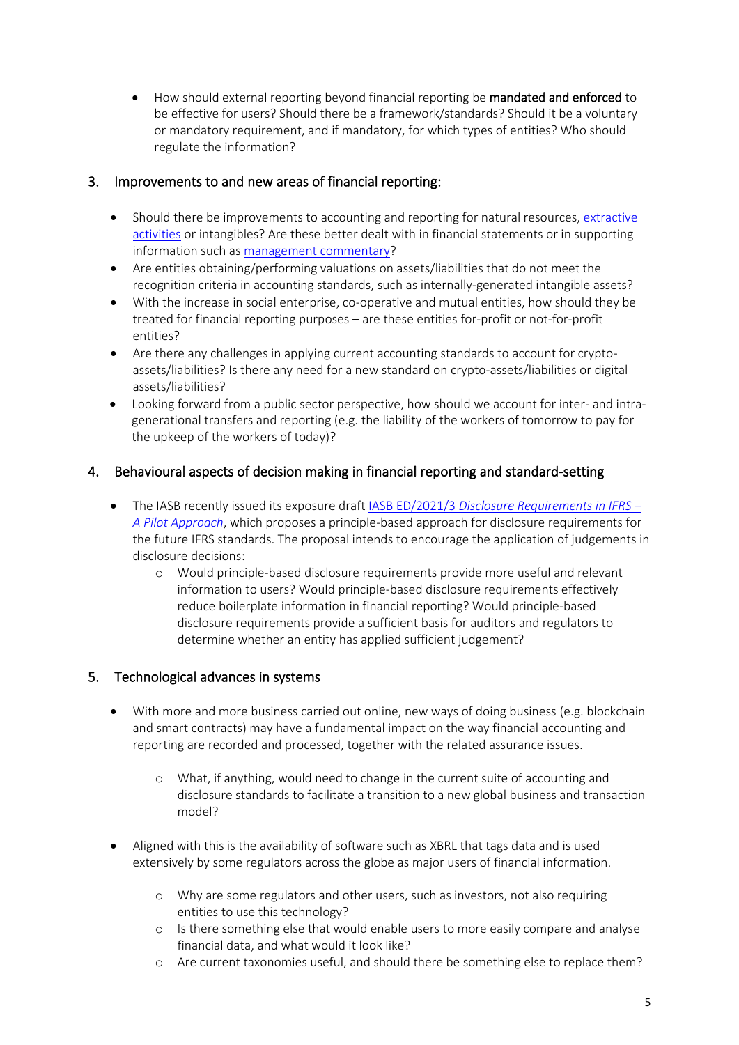- How should external reporting beyond financial reporting be **mandated and enforced** to be effective for users? Should there be a framework/standards? Should it be a voluntary or mandatory requirement, and if mandatory, for which types of entities? Who should regulate the information?

## 3. Improvements to and new areas of financial reporting:

- Should there be improvements to accounting and reporting for natural resources, extractive activities or intangibles? Are these better dealt with in financial statements or in supporting information such as management commentary?
- Are entities obtaining/performing valuations on assets/liabilities that do not meet the recognition criteria in accounting standards, such as internally-generated intangible assets?
- With the increase in social enterprise, co-operative and mutual entities, how should they be treated for financial reporting purposes – are these entities for-profit or not-for-profit entities?
- Are there any challenges in applying current accounting standards to account for crypto-assets/liabilities? Is there any need for a new standard on crypto-assets/liabilities or digital assets/liabilities?
- Looking forward from a public sector perspective, how should we account for inter- and intra-generational transfers and reporting (e.g. the liability of the workers of tomorrow to pay for the upkeep of the workers of today)?

## 4. Behavioural aspects of decision making in financial reporting and standard-setting

- The IASB recently issued its exposure draft IASB ED/2021/3 *Disclosure Requirements in IFRS – A Pilot Approach*, which proposes a principle-based approach for disclosure requirements for the future IFRS standards. The proposal intends to encourage the application of judgements in disclosure decisions:
  - Would principle-based disclosure requirements provide more useful and relevant information to users? Would principle-based disclosure requirements effectively reduce boilerplate information in financial reporting? Would principle-based disclosure requirements provide a sufficient basis for auditors and regulators to determine whether an entity has applied sufficient judgement?

## 5. Technological advances in systems

- With more and more business carried out online, new ways of doing business (e.g. blockchain and smart contracts) may have a fundamental impact on the way financial accounting and reporting are recorded and processed, together with the related assurance issues.
  - What, if anything, would need to change in the current suite of accounting and disclosure standards to facilitate a transition to a new global business and transaction model?
- Aligned with this is the availability of software such as XBRL that tags data and is used extensively by some regulators across the globe as major users of financial information.
  - Why are some regulators and other users, such as investors, not also requiring entities to use this technology?
  - Is there something else that would enable users to more easily compare and analyse financial data, and what would it look like?
  - Are current taxonomies useful, and should there be something else to replace them?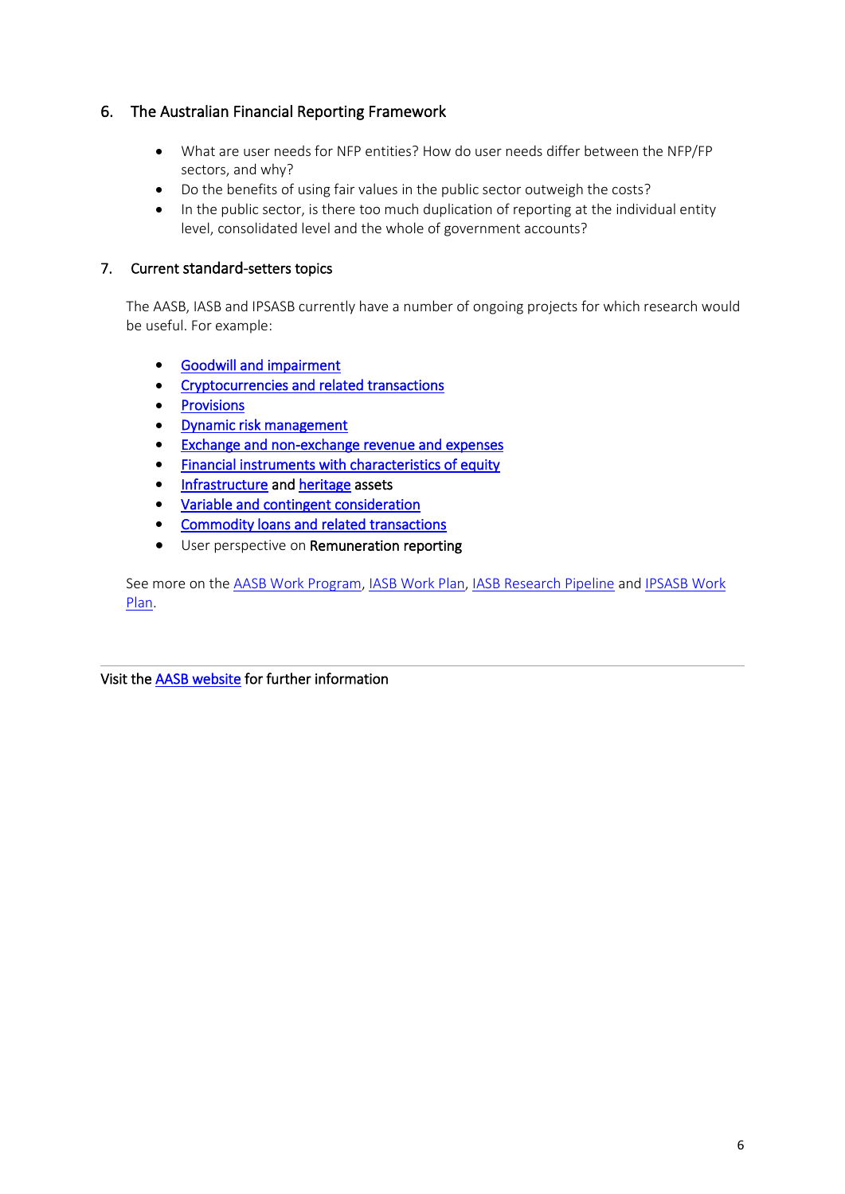## 6. The Australian Financial Reporting Framework

- What are user needs for NFP entities? How do user needs differ between the NFP/FP sectors, and why?
- Do the benefits of using fair values in the public sector outweigh the costs?
- In the public sector, is there too much duplication of reporting at the individual entity level, consolidated level and the whole of government accounts?

## 7. Current standard-setters topics

The AASB, IASB and IPSASB currently have a number of ongoing projects for which research would be useful. For example:

- Goodwill and impairment
- Cryptocurrencies and related transactions
- Provisions
- Dynamic risk management
- Exchange and non-exchange revenue and expenses
- Financial instruments with characteristics of equity
- Infrastructure and heritage assets
- Variable and contingent consideration
- Commodity loans and related transactions
- User perspective on Remuneration reporting

See more on the AASB Work Program, IASB Work Plan, IASB Research Pipeline and IPSASB Work Plan.

---

Visit the AASB website for further information